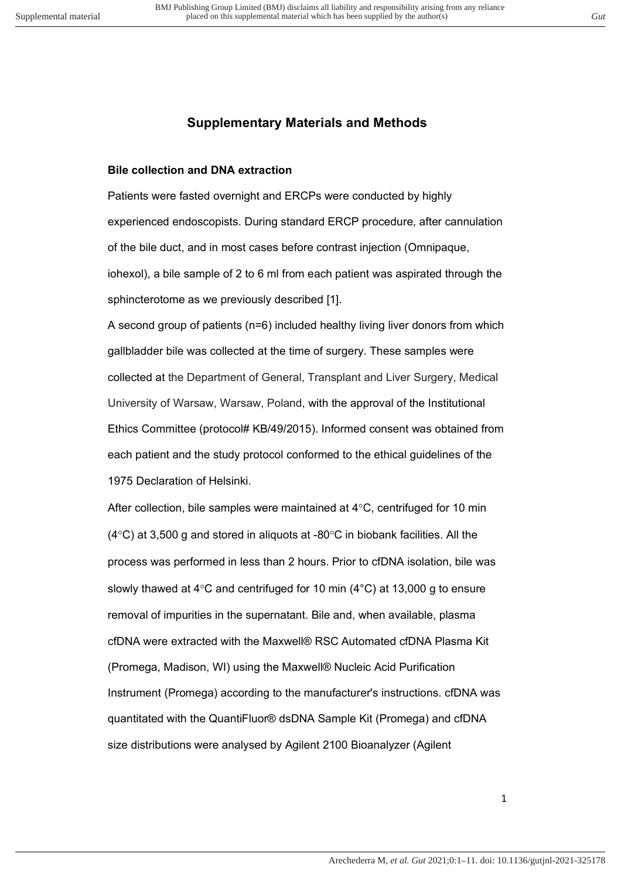# Supplementary Materials and Methods

## Bile collection and DNA extraction

Patients were fasted overnight and ERCPs were conducted by highly experienced endoscopists. During standard ERCP procedure, after cannulation of the bile duct, and in most cases before contrast injection (Omnipaque, iohexol), a bile sample of 2 to 6 ml from each patient was aspirated through the sphincterotome as we previously described [1].

A second group of patients (n=6) included healthy living liver donors from which gallbladder bile was collected at the time of surgery. These samples were collected at the Department of General, Transplant and Liver Surgery, Medical University of Warsaw, Warsaw, Poland, with the approval of the Institutional Ethics Committee (protocol# KB/49/2015). Informed consent was obtained from each patient and the study protocol conformed to the ethical guidelines of the 1975 Declaration of Helsinki.

After collection, bile samples were maintained at 4°C, centrifuged for 10 min (4°C) at 3,500 g and stored in aliquots at -80°C in biobank facilities. All the process was performed in less than 2 hours. Prior to cfDNA isolation, bile was slowly thawed at 4°C and centrifuged for 10 min (4°C) at 13,000 g to ensure removal of impurities in the supernatant. Bile and, when available, plasma cfDNA were extracted with the Maxwell® RSC Automated cfDNA Plasma Kit (Promega, Madison, WI) using the Maxwell® Nucleic Acid Purification Instrument (Promega) according to the manufacturer's instructions. cfDNA was quantitated with the QuantiFluor® dsDNA Sample Kit (Promega) and cfDNA size distributions were analysed by Agilent 2100 Bioanalyzer (Agilent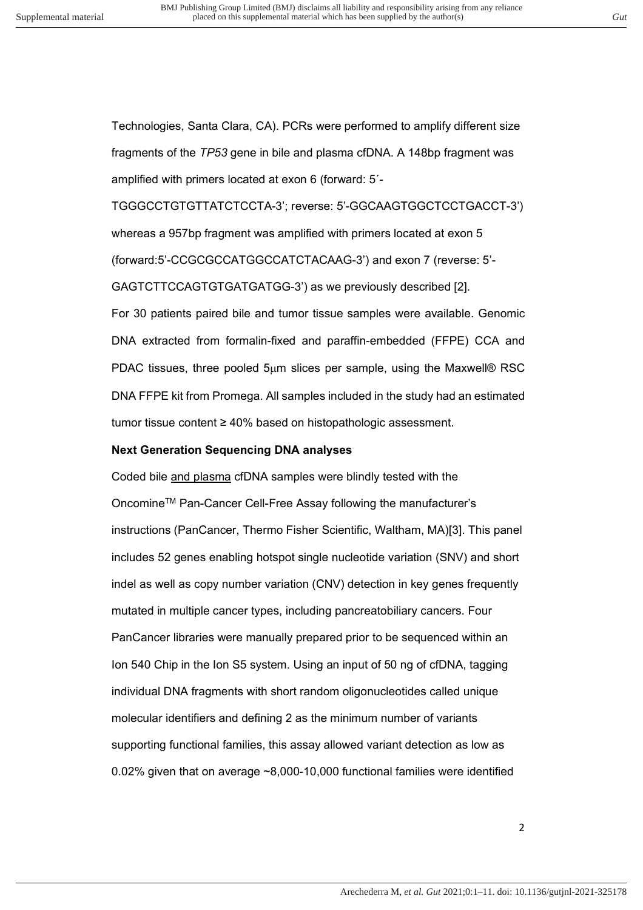Technologies, Santa Clara, CA). PCRs were performed to amplify different size fragments of the *TP53* gene in bile and plasma cfDNA. A 148bp fragment was amplified with primers located at exon 6 (forward: 5´-TGGGCCTGTGTTATCTCCTA-3'; reverse: 5'-GGCAAGTGGCTCCTGACCT-3') whereas a 957bp fragment was amplified with primers located at exon 5 (forward:5'-CCGCGCCATGGCCATCTACAAG-3') and exon 7 (reverse: 5'-GAGTCTTCCAGTGTGATGATGG-3') as we previously described [2].

For 30 patients paired bile and tumor tissue samples were available. Genomic DNA extracted from formalin-fixed and paraffin-embedded (FFPE) CCA and PDAC tissues, three pooled 5μm slices per sample, using the Maxwell® RSC DNA FFPE kit from Promega. All samples included in the study had an estimated tumor tissue content ≥ 40% based on histopathologic assessment.

**Next Generation Sequencing DNA analyses**

Coded bile and plasma cfDNA samples were blindly tested with the Oncomine™ Pan-Cancer Cell-Free Assay following the manufacturer's instructions (PanCancer, Thermo Fisher Scientific, Waltham, MA)[3]. This panel includes 52 genes enabling hotspot single nucleotide variation (SNV) and short indel as well as copy number variation (CNV) detection in key genes frequently mutated in multiple cancer types, including pancreatobiliary cancers. Four PanCancer libraries were manually prepared prior to be sequenced within an Ion 540 Chip in the Ion S5 system. Using an input of 50 ng of cfDNA, tagging individual DNA fragments with short random oligonucleotides called unique molecular identifiers and defining 2 as the minimum number of variants supporting functional families, this assay allowed variant detection as low as 0.02% given that on average ~8,000-10,000 functional families were identified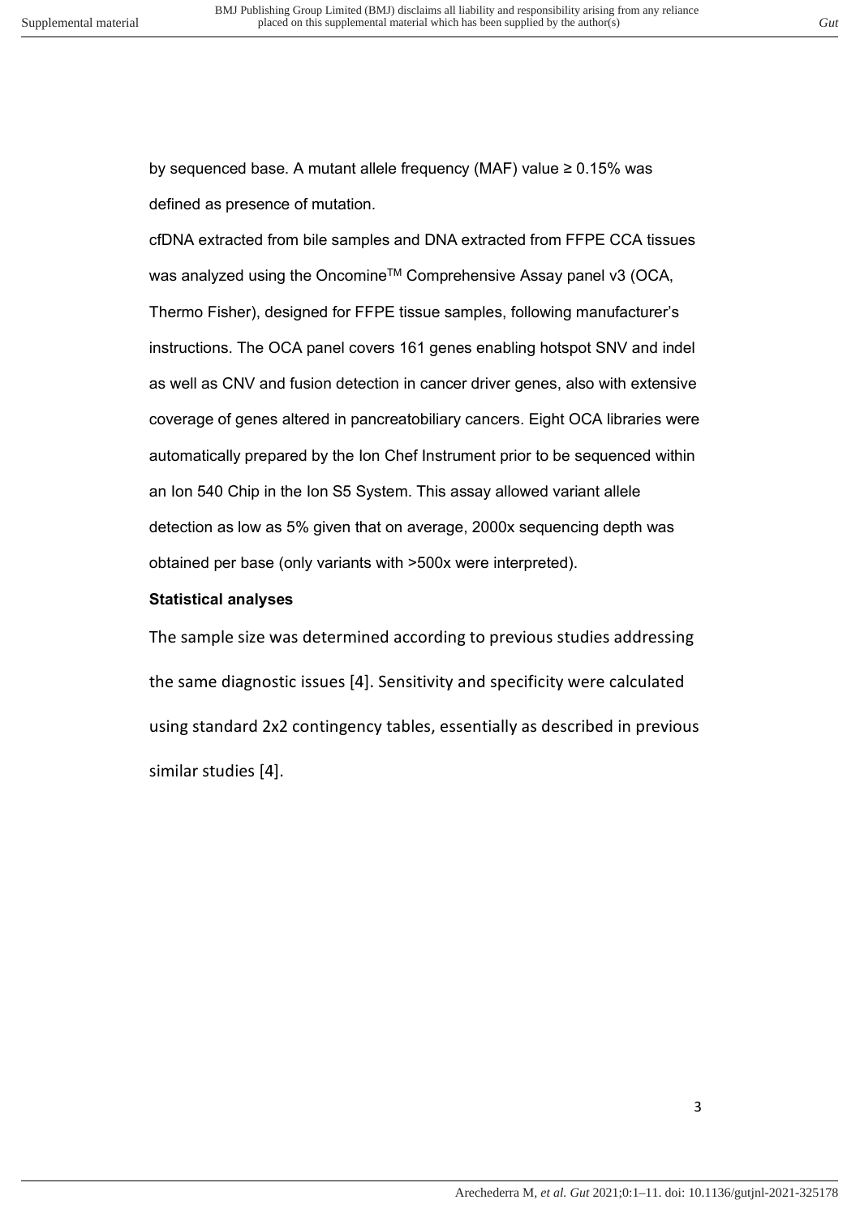by sequenced base. A mutant allele frequency (MAF) value ≥ 0.15% was defined as presence of mutation.

cfDNA extracted from bile samples and DNA extracted from FFPE CCA tissues was analyzed using the Oncomine™ Comprehensive Assay panel v3 (OCA, Thermo Fisher), designed for FFPE tissue samples, following manufacturer's instructions. The OCA panel covers 161 genes enabling hotspot SNV and indel as well as CNV and fusion detection in cancer driver genes, also with extensive coverage of genes altered in pancreatobiliary cancers. Eight OCA libraries were automatically prepared by the Ion Chef Instrument prior to be sequenced within an Ion 540 Chip in the Ion S5 System. This assay allowed variant allele detection as low as 5% given that on average, 2000x sequencing depth was obtained per base (only variants with >500x were interpreted).

**Statistical analyses**

The sample size was determined according to previous studies addressing the same diagnostic issues [4]. Sensitivity and specificity were calculated using standard 2x2 contingency tables, essentially as described in previous similar studies [4].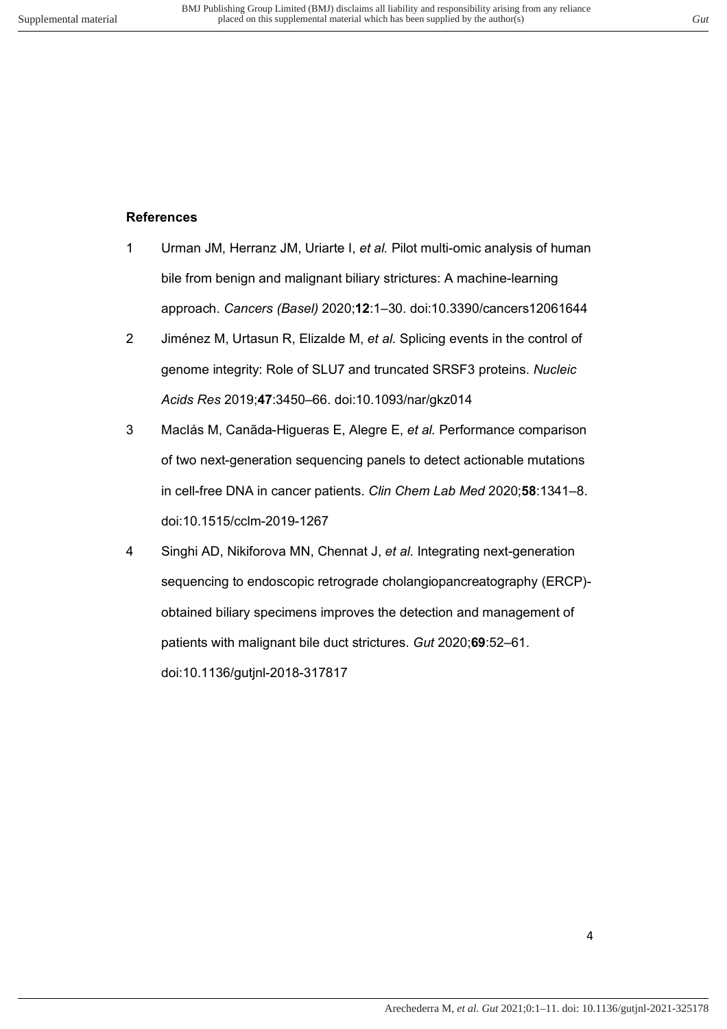## References

1. Urman JM, Herranz JM, Uriarte I, *et al.* Pilot multi-omic analysis of human bile from benign and malignant biliary strictures: A machine-learning approach. *Cancers (Basel)* 2020;**12**:1–30. doi:10.3390/cancers12061644

2. Jiménez M, Urtasun R, Elizalde M, *et al.* Splicing events in the control of genome integrity: Role of SLU7 and truncated SRSF3 proteins. *Nucleic Acids Res* 2019;**47**:3450–66. doi:10.1093/nar/gkz014

3. MacIás M, Canãda-Higueras E, Alegre E, *et al.* Performance comparison of two next-generation sequencing panels to detect actionable mutations in cell-free DNA in cancer patients. *Clin Chem Lab Med* 2020;**58**:1341–8. doi:10.1515/cclm-2019-1267

4. Singhi AD, Nikiforova MN, Chennat J, *et al.* Integrating next-generation sequencing to endoscopic retrograde cholangiopancreatography (ERCP)-obtained biliary specimens improves the detection and management of patients with malignant bile duct strictures. *Gut* 2020;**69**:52–61. doi:10.1136/gutjnl-2018-317817